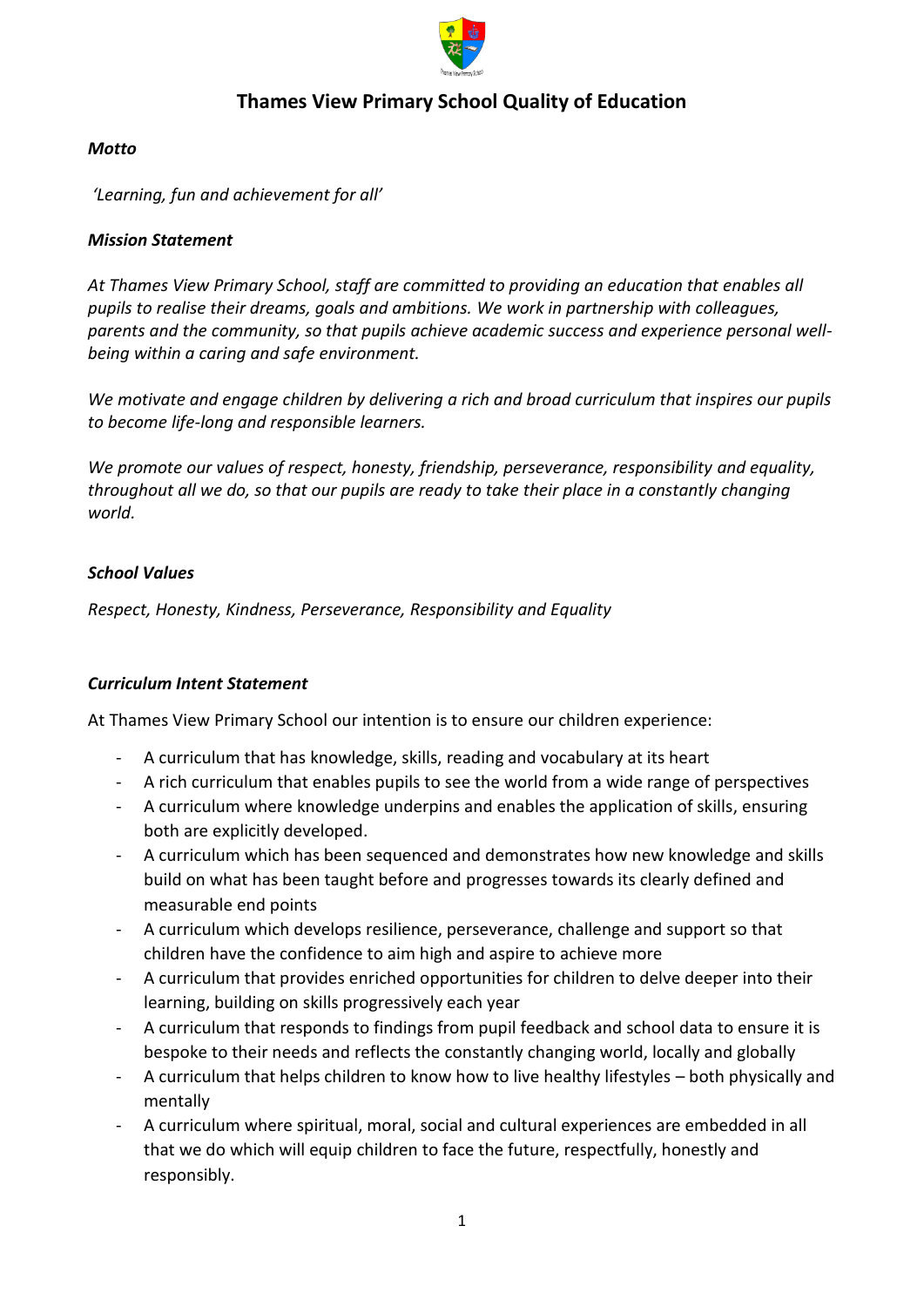# Thames View Primary School Quality of Education

***Motto***

*'Learning, fun and achievement for all'*

***Mission Statement***

*At Thames View Primary School, staff are committed to providing an education that enables all pupils to realise their dreams, goals and ambitions. We work in partnership with colleagues, parents and the community, so that pupils achieve academic success and experience personal well-being within a caring and safe environment.*

*We motivate and engage children by delivering a rich and broad curriculum that inspires our pupils to become life-long and responsible learners.*

*We promote our values of respect, honesty, friendship, perseverance, responsibility and equality, throughout all we do, so that our pupils are ready to take their place in a constantly changing world.*

***School Values***

*Respect, Honesty, Kindness, Perseverance, Responsibility and Equality*

***Curriculum Intent Statement***

At Thames View Primary School our intention is to ensure our children experience:

- A curriculum that has knowledge, skills, reading and vocabulary at its heart
- A rich curriculum that enables pupils to see the world from a wide range of perspectives
- A curriculum where knowledge underpins and enables the application of skills, ensuring both are explicitly developed.
- A curriculum which has been sequenced and demonstrates how new knowledge and skills build on what has been taught before and progresses towards its clearly defined and measurable end points
- A curriculum which develops resilience, perseverance, challenge and support so that children have the confidence to aim high and aspire to achieve more
- A curriculum that provides enriched opportunities for children to delve deeper into their learning, building on skills progressively each year
- A curriculum that responds to findings from pupil feedback and school data to ensure it is bespoke to their needs and reflects the constantly changing world, locally and globally
- A curriculum that helps children to know how to live healthy lifestyles – both physically and mentally
- A curriculum where spiritual, moral, social and cultural experiences are embedded in all that we do which will equip children to face the future, respectfully, honestly and responsibly.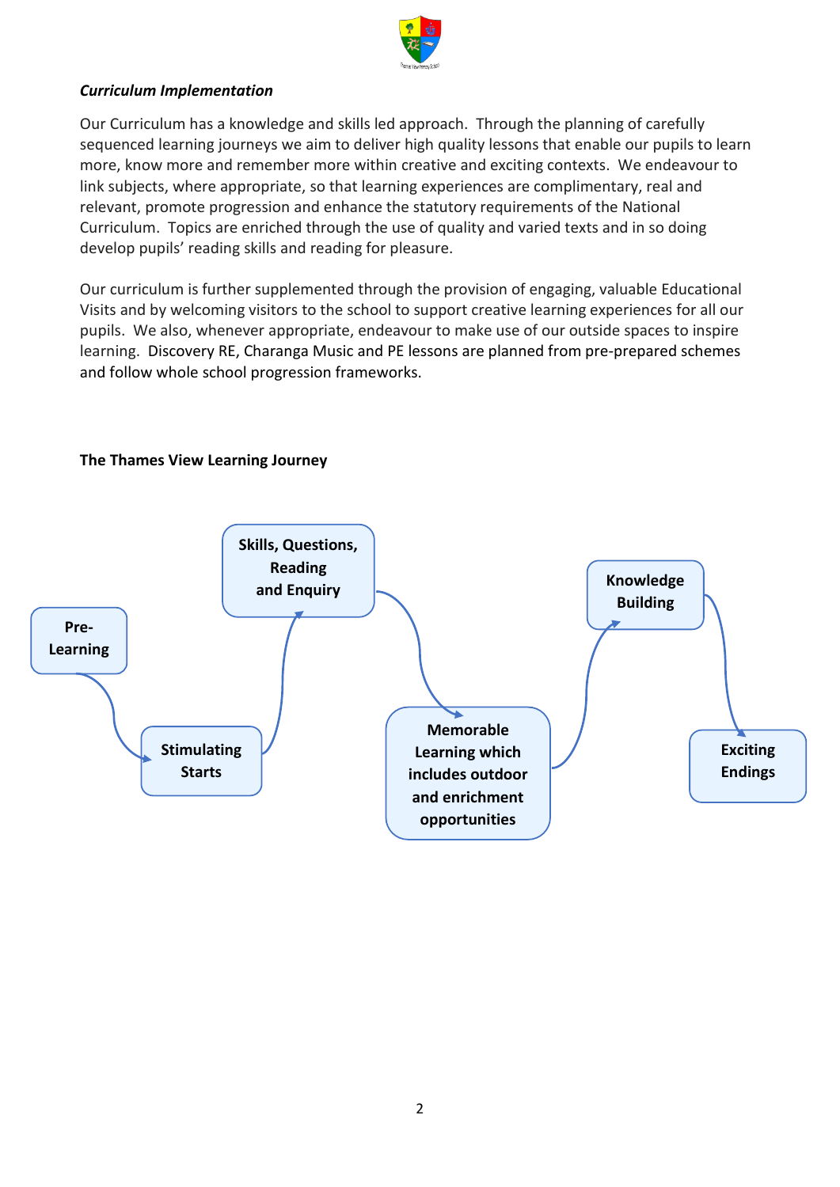***Curriculum Implementation***

Our Curriculum has a knowledge and skills led approach. Through the planning of carefully sequenced learning journeys we aim to deliver high quality lessons that enable our pupils to learn more, know more and remember more within creative and exciting contexts. We endeavour to link subjects, where appropriate, so that learning experiences are complimentary, real and relevant, promote progression and enhance the statutory requirements of the National Curriculum. Topics are enriched through the use of quality and varied texts and in so doing develop pupils' reading skills and reading for pleasure.

Our curriculum is further supplemented through the provision of engaging, valuable Educational Visits and by welcoming visitors to the school to support creative learning experiences for all our pupils. We also, whenever appropriate, endeavour to make use of our outside spaces to inspire learning. Discovery RE, Charanga Music and PE lessons are planned from pre-prepared schemes and follow whole school progression frameworks.

**The Thames View Learning Journey**

1. **Pre-Learning**
2. **Stimulating Starts**
3. **Skills, Questions, Reading and Enquiry**
4. **Memorable Learning which includes outdoor and enrichment opportunities**
5. **Knowledge Building**
6. **Exciting Endings**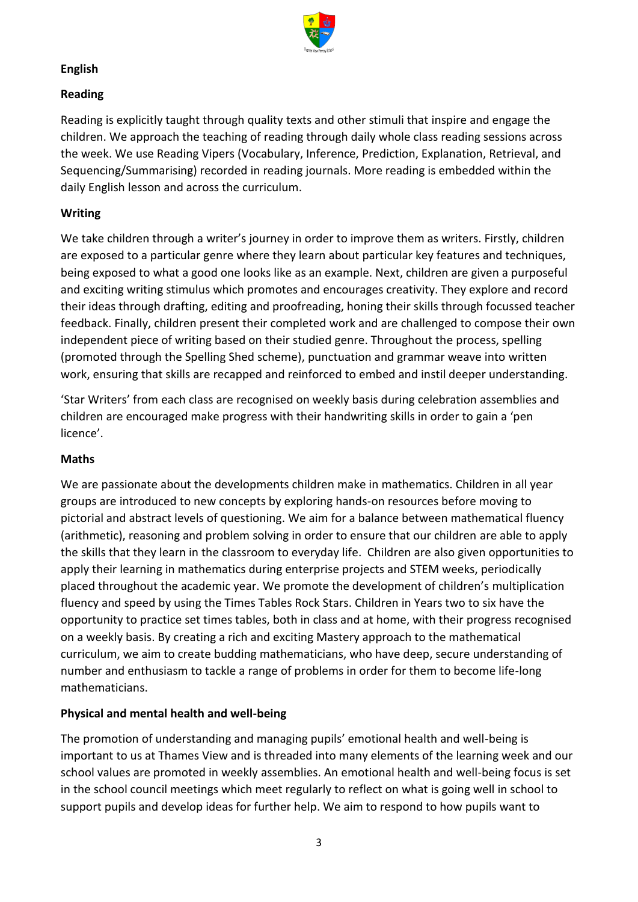**English**

**Reading**

Reading is explicitly taught through quality texts and other stimuli that inspire and engage the children. We approach the teaching of reading through daily whole class reading sessions across the week. We use Reading Vipers (Vocabulary, Inference, Prediction, Explanation, Retrieval, and Sequencing/Summarising) recorded in reading journals. More reading is embedded within the daily English lesson and across the curriculum.

**Writing**

We take children through a writer's journey in order to improve them as writers. Firstly, children are exposed to a particular genre where they learn about particular key features and techniques, being exposed to what a good one looks like as an example. Next, children are given a purposeful and exciting writing stimulus which promotes and encourages creativity. They explore and record their ideas through drafting, editing and proofreading, honing their skills through focussed teacher feedback. Finally, children present their completed work and are challenged to compose their own independent piece of writing based on their studied genre. Throughout the process, spelling (promoted through the Spelling Shed scheme), punctuation and grammar weave into written work, ensuring that skills are recapped and reinforced to embed and instil deeper understanding.

'Star Writers' from each class are recognised on weekly basis during celebration assemblies and children are encouraged make progress with their handwriting skills in order to gain a 'pen licence'.

**Maths**

We are passionate about the developments children make in mathematics. Children in all year groups are introduced to new concepts by exploring hands-on resources before moving to pictorial and abstract levels of questioning. We aim for a balance between mathematical fluency (arithmetic), reasoning and problem solving in order to ensure that our children are able to apply the skills that they learn in the classroom to everyday life. Children are also given opportunities to apply their learning in mathematics during enterprise projects and STEM weeks, periodically placed throughout the academic year. We promote the development of children's multiplication fluency and speed by using the Times Tables Rock Stars. Children in Years two to six have the opportunity to practice set times tables, both in class and at home, with their progress recognised on a weekly basis. By creating a rich and exciting Mastery approach to the mathematical curriculum, we aim to create budding mathematicians, who have deep, secure understanding of number and enthusiasm to tackle a range of problems in order for them to become life-long mathematicians.

**Physical and mental health and well-being**

The promotion of understanding and managing pupils' emotional health and well-being is important to us at Thames View and is threaded into many elements of the learning week and our school values are promoted in weekly assemblies. An emotional health and well-being focus is set in the school council meetings which meet regularly to reflect on what is going well in school to support pupils and develop ideas for further help. We aim to respond to how pupils want to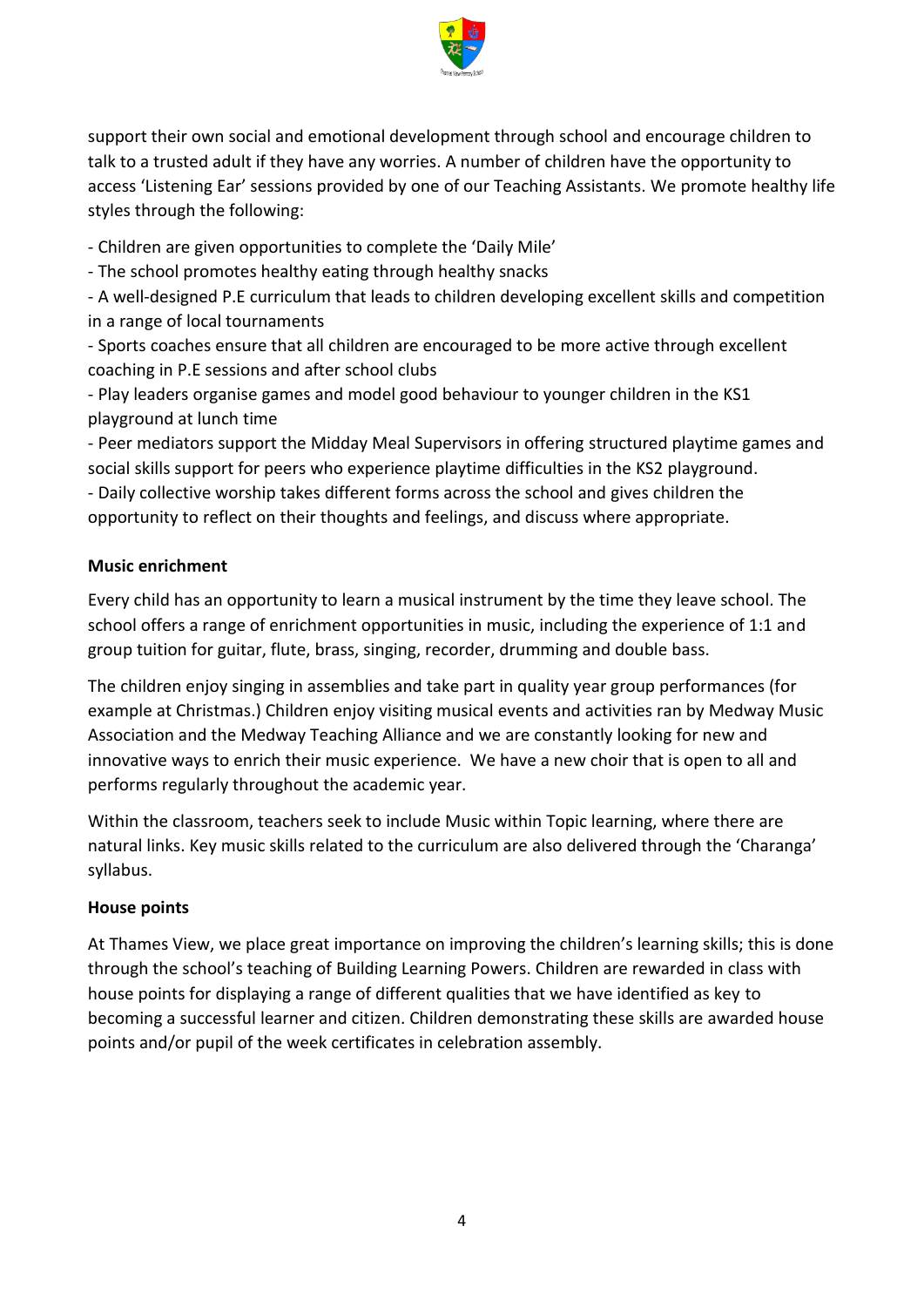support their own social and emotional development through school and encourage children to talk to a trusted adult if they have any worries. A number of children have the opportunity to access 'Listening Ear' sessions provided by one of our Teaching Assistants. We promote healthy life styles through the following:

- Children are given opportunities to complete the 'Daily Mile'
- The school promotes healthy eating through healthy snacks
- A well-designed P.E curriculum that leads to children developing excellent skills and competition in a range of local tournaments
- Sports coaches ensure that all children are encouraged to be more active through excellent coaching in P.E sessions and after school clubs
- Play leaders organise games and model good behaviour to younger children in the KS1 playground at lunch time
- Peer mediators support the Midday Meal Supervisors in offering structured playtime games and social skills support for peers who experience playtime difficulties in the KS2 playground.
- Daily collective worship takes different forms across the school and gives children the opportunity to reflect on their thoughts and feelings, and discuss where appropriate.

**Music enrichment**

Every child has an opportunity to learn a musical instrument by the time they leave school. The school offers a range of enrichment opportunities in music, including the experience of 1:1 and group tuition for guitar, flute, brass, singing, recorder, drumming and double bass.

The children enjoy singing in assemblies and take part in quality year group performances (for example at Christmas.) Children enjoy visiting musical events and activities ran by Medway Music Association and the Medway Teaching Alliance and we are constantly looking for new and innovative ways to enrich their music experience. We have a new choir that is open to all and performs regularly throughout the academic year.

Within the classroom, teachers seek to include Music within Topic learning, where there are natural links. Key music skills related to the curriculum are also delivered through the 'Charanga' syllabus.

**House points**

At Thames View, we place great importance on improving the children's learning skills; this is done through the school's teaching of Building Learning Powers. Children are rewarded in class with house points for displaying a range of different qualities that we have identified as key to becoming a successful learner and citizen. Children demonstrating these skills are awarded house points and/or pupil of the week certificates in celebration assembly.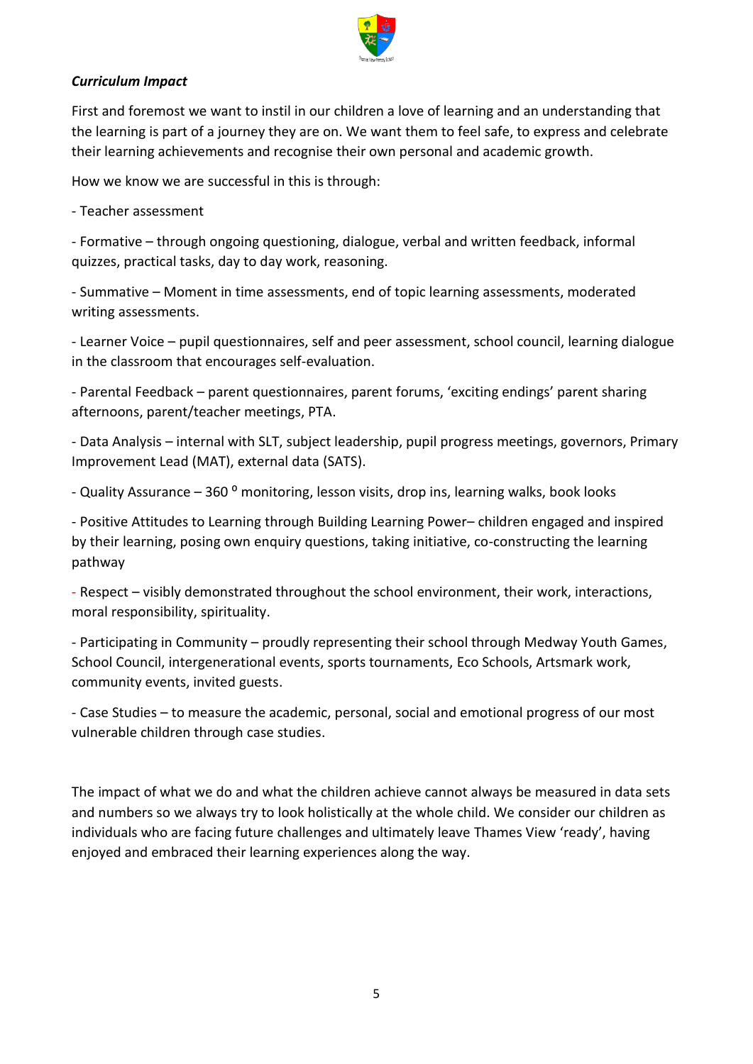***Curriculum Impact***

First and foremost we want to instil in our children a love of learning and an understanding that the learning is part of a journey they are on. We want them to feel safe, to express and celebrate their learning achievements and recognise their own personal and academic growth.

How we know we are successful in this is through:

- Teacher assessment

- Formative – through ongoing questioning, dialogue, verbal and written feedback, informal quizzes, practical tasks, day to day work, reasoning.

- Summative – Moment in time assessments, end of topic learning assessments, moderated writing assessments.

- Learner Voice – pupil questionnaires, self and peer assessment, school council, learning dialogue in the classroom that encourages self-evaluation.

- Parental Feedback – parent questionnaires, parent forums, 'exciting endings' parent sharing afternoons, parent/teacher meetings, PTA.

- Data Analysis – internal with SLT, subject leadership, pupil progress meetings, governors, Primary Improvement Lead (MAT), external data (SATS).

- Quality Assurance – 360 º monitoring, lesson visits, drop ins, learning walks, book looks

- Positive Attitudes to Learning through Building Learning Power– children engaged and inspired by their learning, posing own enquiry questions, taking initiative, co-constructing the learning pathway

- Respect – visibly demonstrated throughout the school environment, their work, interactions, moral responsibility, spirituality.

- Participating in Community – proudly representing their school through Medway Youth Games, School Council, intergenerational events, sports tournaments, Eco Schools, Artsmark work, community events, invited guests.

- Case Studies – to measure the academic, personal, social and emotional progress of our most vulnerable children through case studies.

The impact of what we do and what the children achieve cannot always be measured in data sets and numbers so we always try to look holistically at the whole child. We consider our children as individuals who are facing future challenges and ultimately leave Thames View 'ready', having enjoyed and embraced their learning experiences along the way.